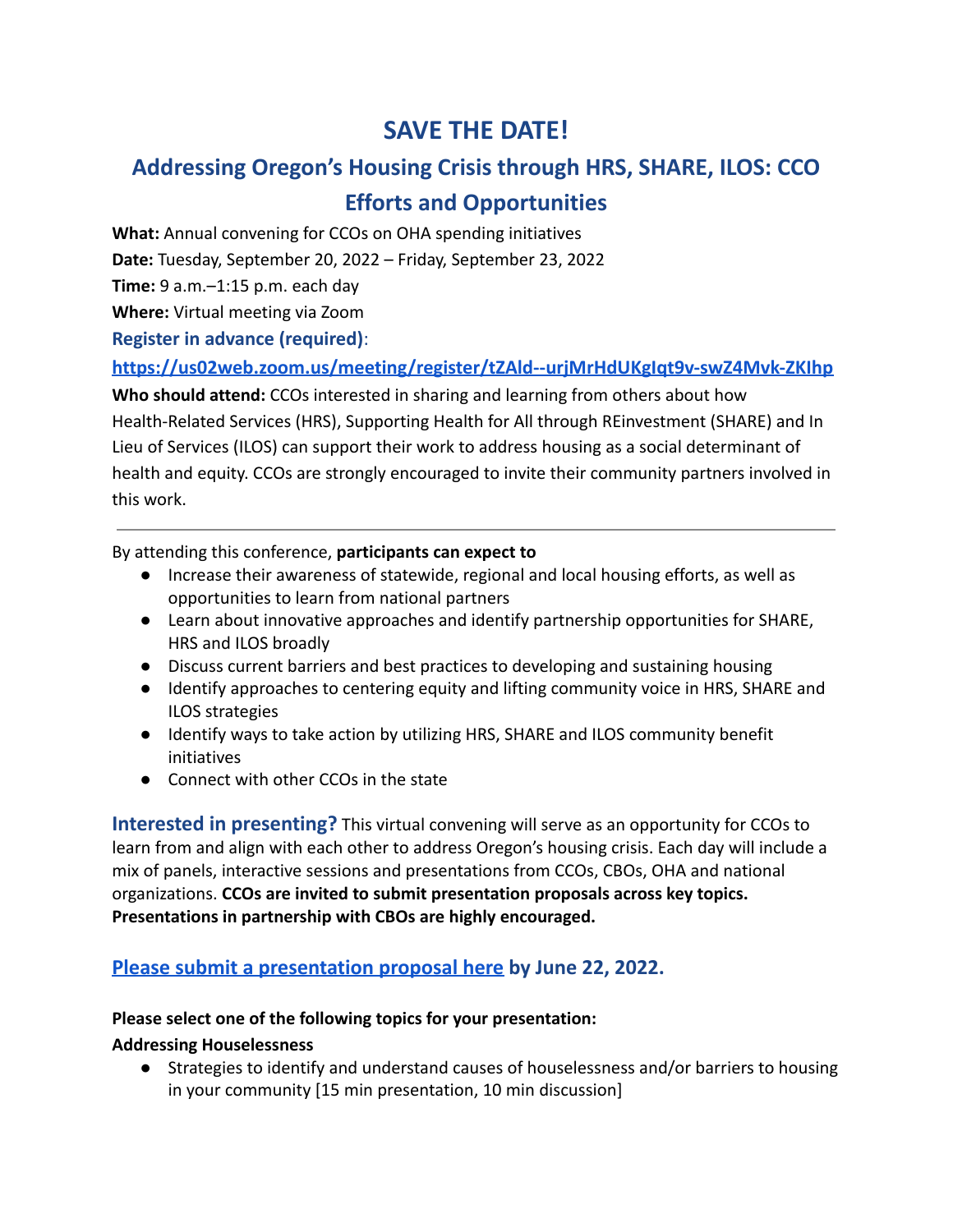# SAVE THE DATE!

## Addressing Oregon's Housing Crisis through HRS, SHARE, ILOS: CCO Efforts and Opportunities

**What:** Annual convening for CCOs on OHA spending initiatives

**Date:** Tuesday, September 20, 2022 – Friday, September 23, 2022

**Time:** 9 a.m.–1:15 p.m. each day

**Where:** Virtual meeting via Zoom

**Register in advance (required)**:

**https://us02web.zoom.us/meeting/register/tZAld--urjMrHdUKgIqt9v-swZ4Mvk-ZKIhp**

**Who should attend:** CCOs interested in sharing and learning from others about how Health-Related Services (HRS), Supporting Health for All through REinvestment (SHARE) and In Lieu of Services (ILOS) can support their work to address housing as a social determinant of health and equity. CCOs are strongly encouraged to invite their community partners involved in this work.

---

By attending this conference, **participants can expect to**

- Increase their awareness of statewide, regional and local housing efforts, as well as opportunities to learn from national partners
- Learn about innovative approaches and identify partnership opportunities for SHARE, HRS and ILOS broadly
- Discuss current barriers and best practices to developing and sustaining housing
- Identify approaches to centering equity and lifting community voice in HRS, SHARE and ILOS strategies
- Identify ways to take action by utilizing HRS, SHARE and ILOS community benefit initiatives
- Connect with other CCOs in the state

**Interested in presenting?** This virtual convening will serve as an opportunity for CCOs to learn from and align with each other to address Oregon's housing crisis. Each day will include a mix of panels, interactive sessions and presentations from CCOs, CBOs, OHA and national organizations. **CCOs are invited to submit presentation proposals across key topics. Presentations in partnership with CBOs are highly encouraged.**

### Please submit a presentation proposal here by June 22, 2022.

**Please select one of the following topics for your presentation:**

**Addressing Houselessness**

- Strategies to identify and understand causes of houselessness and/or barriers to housing in your community [15 min presentation, 10 min discussion]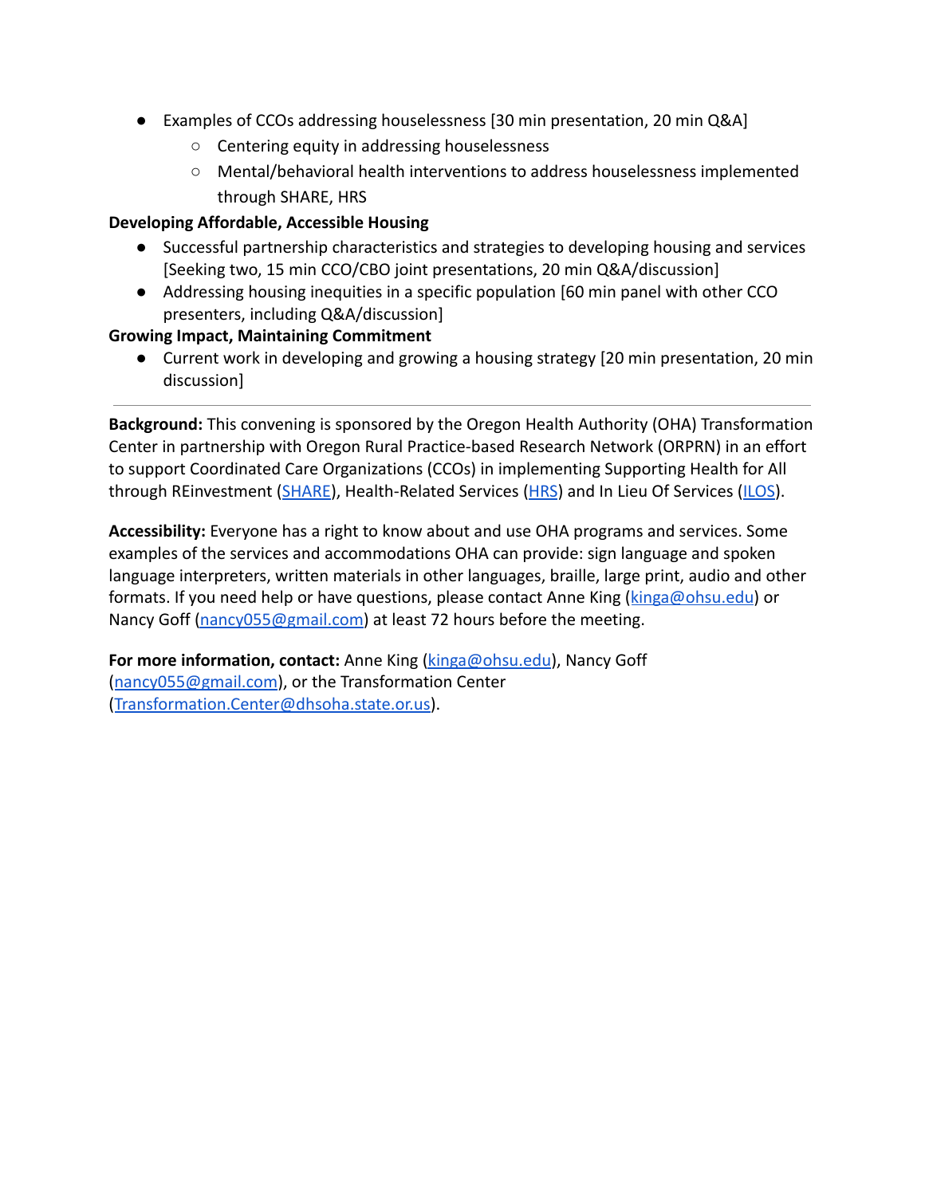- Examples of CCOs addressing houselessness [30 min presentation, 20 min Q&A]
  - Centering equity in addressing houselessness
  - Mental/behavioral health interventions to address houselessness implemented through SHARE, HRS

**Developing Affordable, Accessible Housing**

- Successful partnership characteristics and strategies to developing housing and services [Seeking two, 15 min CCO/CBO joint presentations, 20 min Q&A/discussion]
- Addressing housing inequities in a specific population [60 min panel with other CCO presenters, including Q&A/discussion]

**Growing Impact, Maintaining Commitment**

- Current work in developing and growing a housing strategy [20 min presentation, 20 min discussion]

---

**Background:** This convening is sponsored by the Oregon Health Authority (OHA) Transformation Center in partnership with Oregon Rural Practice-based Research Network (ORPRN) in an effort to support Coordinated Care Organizations (CCOs) in implementing Supporting Health for All through REinvestment (SHARE), Health-Related Services (HRS) and In Lieu Of Services (ILOS).

**Accessibility:** Everyone has a right to know about and use OHA programs and services. Some examples of the services and accommodations OHA can provide: sign language and spoken language interpreters, written materials in other languages, braille, large print, audio and other formats. If you need help or have questions, please contact Anne King (kinga@ohsu.edu) or Nancy Goff (nancy055@gmail.com) at least 72 hours before the meeting.

**For more information, contact:** Anne King (kinga@ohsu.edu), Nancy Goff (nancy055@gmail.com), or the Transformation Center (Transformation.Center@dhsoha.state.or.us).